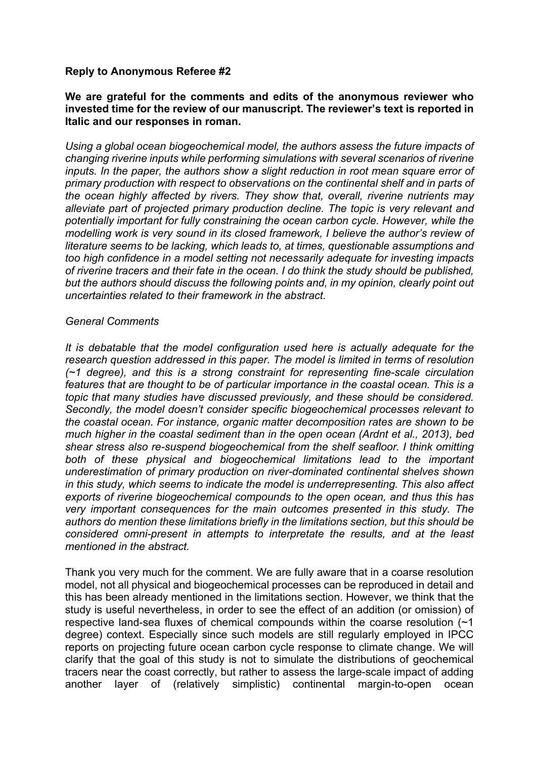**Reply to Anonymous Referee #2**

**We are grateful for the comments and edits of the anonymous reviewer who invested time for the review of our manuscript. The reviewer's text is reported in Italic and our responses in roman.**

*Using a global ocean biogeochemical model, the authors assess the future impacts of changing riverine inputs while performing simulations with several scenarios of riverine inputs. In the paper, the authors show a slight reduction in root mean square error of primary production with respect to observations on the continental shelf and in parts of the ocean highly affected by rivers. They show that, overall, riverine nutrients may alleviate part of projected primary production decline. The topic is very relevant and potentially important for fully constraining the ocean carbon cycle. However, while the modelling work is very sound in its closed framework, I believe the author's review of literature seems to be lacking, which leads to, at times, questionable assumptions and too high confidence in a model setting not necessarily adequate for investing impacts of riverine tracers and their fate in the ocean. I do think the study should be published, but the authors should discuss the following points and, in my opinion, clearly point out uncertainties related to their framework in the abstract.*

*General Comments*

*It is debatable that the model configuration used here is actually adequate for the research question addressed in this paper. The model is limited in terms of resolution (~1 degree), and this is a strong constraint for representing fine-scale circulation features that are thought to be of particular importance in the coastal ocean. This is a topic that many studies have discussed previously, and these should be considered. Secondly, the model doesn't consider specific biogeochemical processes relevant to the coastal ocean. For instance, organic matter decomposition rates are shown to be much higher in the coastal sediment than in the open ocean (Ardnt et al., 2013), bed shear stress also re-suspend biogeochemical from the shelf seafloor. I think omitting both of these physical and biogeochemical limitations lead to the important underestimation of primary production on river-dominated continental shelves shown in this study, which seems to indicate the model is underrepresenting. This also affect exports of riverine biogeochemical compounds to the open ocean, and thus this has very important consequences for the main outcomes presented in this study. The authors do mention these limitations briefly in the limitations section, but this should be considered omni-present in attempts to interpretate the results, and at the least mentioned in the abstract.*

Thank you very much for the comment. We are fully aware that in a coarse resolution model, not all physical and biogeochemical processes can be reproduced in detail and this has been already mentioned in the limitations section. However, we think that the study is useful nevertheless, in order to see the effect of an addition (or omission) of respective land-sea fluxes of chemical compounds within the coarse resolution (~1 degree) context. Especially since such models are still regularly employed in IPCC reports on projecting future ocean carbon cycle response to climate change. We will clarify that the goal of this study is not to simulate the distributions of geochemical tracers near the coast correctly, but rather to assess the large-scale impact of adding another layer of (relatively simplistic) continental margin-to-open ocean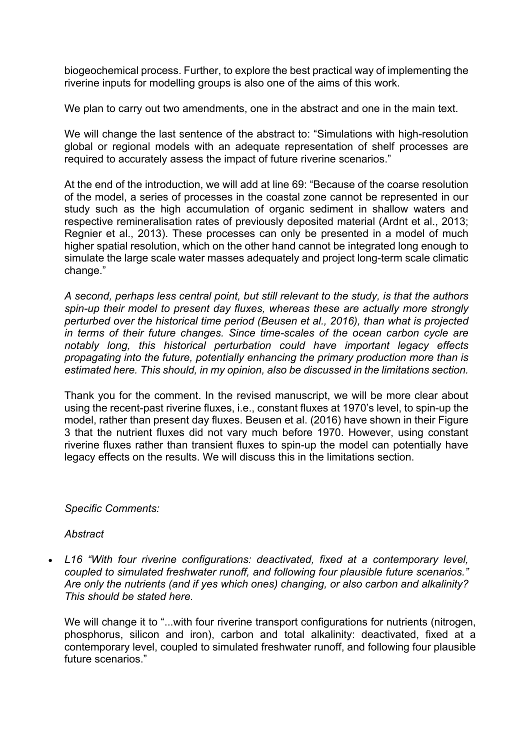biogeochemical process. Further, to explore the best practical way of implementing the riverine inputs for modelling groups is also one of the aims of this work.

We plan to carry out two amendments, one in the abstract and one in the main text.

We will change the last sentence of the abstract to: "Simulations with high-resolution global or regional models with an adequate representation of shelf processes are required to accurately assess the impact of future riverine scenarios."

At the end of the introduction, we will add at line 69: "Because of the coarse resolution of the model, a series of processes in the coastal zone cannot be represented in our study such as the high accumulation of organic sediment in shallow waters and respective remineralisation rates of previously deposited material (Ardnt et al., 2013; Regnier et al., 2013). These processes can only be presented in a model of much higher spatial resolution, which on the other hand cannot be integrated long enough to simulate the large scale water masses adequately and project long-term scale climatic change."

*A second, perhaps less central point, but still relevant to the study, is that the authors spin-up their model to present day fluxes, whereas these are actually more strongly perturbed over the historical time period (Beusen et al., 2016), than what is projected in terms of their future changes. Since time-scales of the ocean carbon cycle are notably long, this historical perturbation could have important legacy effects propagating into the future, potentially enhancing the primary production more than is estimated here. This should, in my opinion, also be discussed in the limitations section.*

Thank you for the comment. In the revised manuscript, we will be more clear about using the recent-past riverine fluxes, i.e., constant fluxes at 1970's level, to spin-up the model, rather than present day fluxes. Beusen et al. (2016) have shown in their Figure 3 that the nutrient fluxes did not vary much before 1970. However, using constant riverine fluxes rather than transient fluxes to spin-up the model can potentially have legacy effects on the results. We will discuss this in the limitations section.

*Specific Comments:*

*Abstract*

- *L16 "With four riverine configurations: deactivated, fixed at a contemporary level, coupled to simulated freshwater runoff, and following four plausible future scenarios." Are only the nutrients (and if yes which ones) changing, or also carbon and alkalinity? This should be stated here.*

  We will change it to "...with four riverine transport configurations for nutrients (nitrogen, phosphorus, silicon and iron), carbon and total alkalinity: deactivated, fixed at a contemporary level, coupled to simulated freshwater runoff, and following four plausible future scenarios."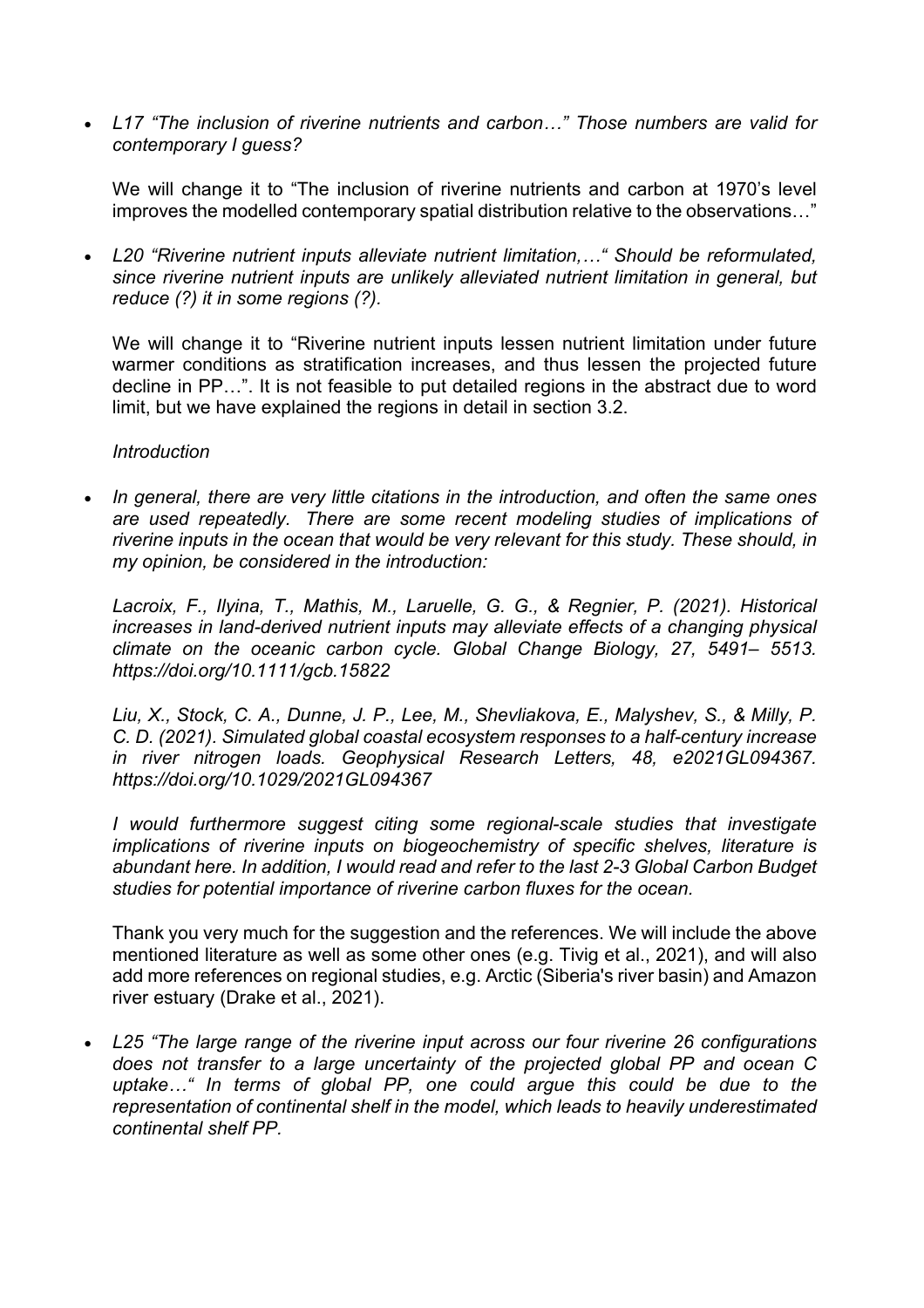- *L17 "The inclusion of riverine nutrients and carbon…" Those numbers are valid for contemporary I guess?*

  We will change it to "The inclusion of riverine nutrients and carbon at 1970's level improves the modelled contemporary spatial distribution relative to the observations…"

- *L20 "Riverine nutrient inputs alleviate nutrient limitation,…" Should be reformulated, since riverine nutrient inputs are unlikely alleviated nutrient limitation in general, but reduce (?) it in some regions (?).*

  We will change it to "Riverine nutrient inputs lessen nutrient limitation under future warmer conditions as stratification increases, and thus lessen the projected future decline in PP…". It is not feasible to put detailed regions in the abstract due to word limit, but we have explained the regions in detail in section 3.2.

  *Introduction*

- *In general, there are very little citations in the introduction, and often the same ones are used repeatedly. There are some recent modeling studies of implications of riverine inputs in the ocean that would be very relevant for this study. These should, in my opinion, be considered in the introduction:*

  *Lacroix, F., Ilyina, T., Mathis, M., Laruelle, G. G., & Regnier, P. (2021). Historical increases in land-derived nutrient inputs may alleviate effects of a changing physical climate on the oceanic carbon cycle. Global Change Biology, 27, 5491– 5513. https://doi.org/10.1111/gcb.15822*

  *Liu, X., Stock, C. A., Dunne, J. P., Lee, M., Shevliakova, E., Malyshev, S., & Milly, P. C. D. (2021). Simulated global coastal ecosystem responses to a half-century increase in river nitrogen loads. Geophysical Research Letters, 48, e2021GL094367. https://doi.org/10.1029/2021GL094367*

  *I would furthermore suggest citing some regional-scale studies that investigate implications of riverine inputs on biogeochemistry of specific shelves, literature is abundant here. In addition, I would read and refer to the last 2-3 Global Carbon Budget studies for potential importance of riverine carbon fluxes for the ocean.*

  Thank you very much for the suggestion and the references. We will include the above mentioned literature as well as some other ones (e.g. Tivig et al., 2021), and will also add more references on regional studies, e.g. Arctic (Siberia's river basin) and Amazon river estuary (Drake et al., 2021).

- *L25 "The large range of the riverine input across our four riverine 26 configurations does not transfer to a large uncertainty of the projected global PP and ocean C uptake…" In terms of global PP, one could argue this could be due to the representation of continental shelf in the model, which leads to heavily underestimated continental shelf PP.*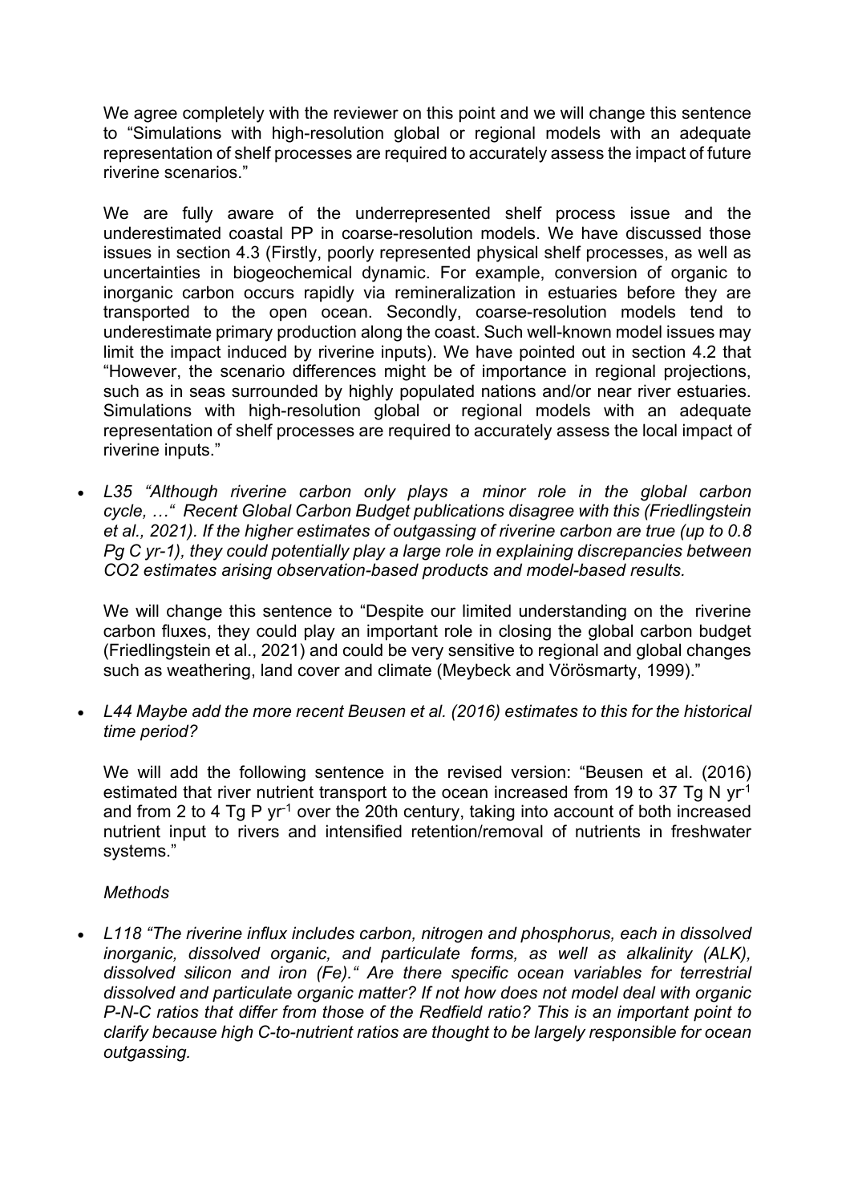We agree completely with the reviewer on this point and we will change this sentence to "Simulations with high-resolution global or regional models with an adequate representation of shelf processes are required to accurately assess the impact of future riverine scenarios."

We are fully aware of the underrepresented shelf process issue and the underestimated coastal PP in coarse-resolution models. We have discussed those issues in section 4.3 (Firstly, poorly represented physical shelf processes, as well as uncertainties in biogeochemical dynamic. For example, conversion of organic to inorganic carbon occurs rapidly via remineralization in estuaries before they are transported to the open ocean. Secondly, coarse-resolution models tend to underestimate primary production along the coast. Such well-known model issues may limit the impact induced by riverine inputs). We have pointed out in section 4.2 that "However, the scenario differences might be of importance in regional projections, such as in seas surrounded by highly populated nations and/or near river estuaries. Simulations with high-resolution global or regional models with an adequate representation of shelf processes are required to accurately assess the local impact of riverine inputs."

- *L35 "Although riverine carbon only plays a minor role in the global carbon cycle, …" Recent Global Carbon Budget publications disagree with this (Friedlingstein et al., 2021). If the higher estimates of outgassing of riverine carbon are true (up to 0.8 Pg C yr-1), they could potentially play a large role in explaining discrepancies between CO2 estimates arising observation-based products and model-based results.*

  We will change this sentence to "Despite our limited understanding on the riverine carbon fluxes, they could play an important role in closing the global carbon budget (Friedlingstein et al., 2021) and could be very sensitive to regional and global changes such as weathering, land cover and climate (Meybeck and Vörösmarty, 1999)."

- *L44 Maybe add the more recent Beusen et al. (2016) estimates to this for the historical time period?*

  We will add the following sentence in the revised version: "Beusen et al. (2016) estimated that river nutrient transport to the ocean increased from 19 to 37 Tg N $yr^{-1}$ and from 2 to 4 Tg P $yr^{-1}$ over the 20th century, taking into account of both increased nutrient input to rivers and intensified retention/removal of nutrients in freshwater systems."

*Methods*

- *L118 "The riverine influx includes carbon, nitrogen and phosphorus, each in dissolved inorganic, dissolved organic, and particulate forms, as well as alkalinity (ALK), dissolved silicon and iron (Fe)." Are there specific ocean variables for terrestrial dissolved and particulate organic matter? If not how does not model deal with organic P-N-C ratios that differ from those of the Redfield ratio? This is an important point to clarify because high C-to-nutrient ratios are thought to be largely responsible for ocean outgassing.*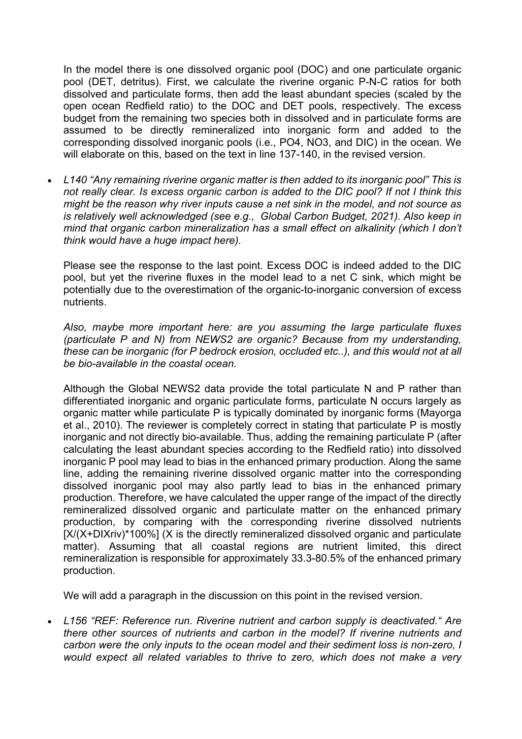In the model there is one dissolved organic pool (DOC) and one particulate organic pool (DET, detritus). First, we calculate the riverine organic P-N-C ratios for both dissolved and particulate forms, then add the least abundant species (scaled by the open ocean Redfield ratio) to the DOC and DET pools, respectively. The excess budget from the remaining two species both in dissolved and in particulate forms are assumed to be directly remineralized into inorganic form and added to the corresponding dissolved inorganic pools (i.e., PO4, NO3, and DIC) in the ocean. We will elaborate on this, based on the text in line 137-140, in the revised version.

- *L140 "Any remaining riverine organic matter is then added to its inorganic pool" This is not really clear. Is excess organic carbon is added to the DIC pool? If not I think this might be the reason why river inputs cause a net sink in the model, and not source as is relatively well acknowledged (see e.g., Global Carbon Budget, 2021). Also keep in mind that organic carbon mineralization has a small effect on alkalinity (which I don't think would have a huge impact here).*

  Please see the response to the last point. Excess DOC is indeed added to the DIC pool, but yet the riverine fluxes in the model lead to a net C sink, which might be potentially due to the overestimation of the organic-to-inorganic conversion of excess nutrients.

  *Also, maybe more important here: are you assuming the large particulate fluxes (particulate P and N) from NEWS2 are organic? Because from my understanding, these can be inorganic (for P bedrock erosion, occluded etc..), and this would not at all be bio-available in the coastal ocean.*

  Although the Global NEWS2 data provide the total particulate N and P rather than differentiated inorganic and organic particulate forms, particulate N occurs largely as organic matter while particulate P is typically dominated by inorganic forms (Mayorga et al., 2010). The reviewer is completely correct in stating that particulate P is mostly inorganic and not directly bio-available. Thus, adding the remaining particulate P (after calculating the least abundant species according to the Redfield ratio) into dissolved inorganic P pool may lead to bias in the enhanced primary production. Along the same line, adding the remaining riverine dissolved organic matter into the corresponding dissolved inorganic pool may also partly lead to bias in the enhanced primary production. Therefore, we have calculated the upper range of the impact of the directly remineralized dissolved organic and particulate matter on the enhanced primary production, by comparing with the corresponding riverine dissolved nutrients [X/(X+DIXriv)*100%] (X is the directly remineralized dissolved organic and particulate matter). Assuming that all coastal regions are nutrient limited, this direct remineralization is responsible for approximately 33.3-80.5% of the enhanced primary production.

  We will add a paragraph in the discussion on this point in the revised version.

- *L156 "REF: Reference run. Riverine nutrient and carbon supply is deactivated." Are there other sources of nutrients and carbon in the model? If riverine nutrients and carbon were the only inputs to the ocean model and their sediment loss is non-zero, I would expect all related variables to thrive to zero, which does not make a very*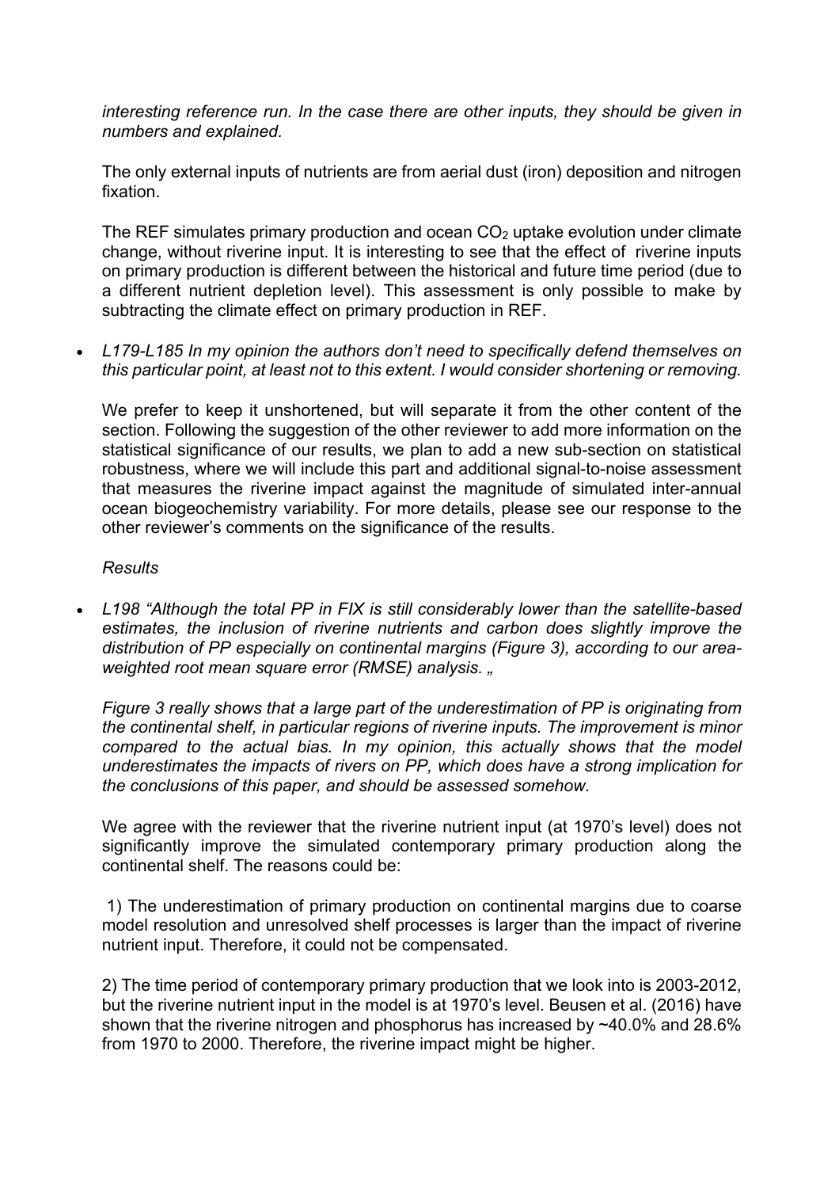*interesting reference run. In the case there are other inputs, they should be given in numbers and explained.*

The only external inputs of nutrients are from aerial dust (iron) deposition and nitrogen fixation.

The REF simulates primary production and ocean $CO_2$ uptake evolution under climate change, without riverine input. It is interesting to see that the effect of riverine inputs on primary production is different between the historical and future time period (due to a different nutrient depletion level). This assessment is only possible to make by subtracting the climate effect on primary production in REF.

- *L179-L185 In my opinion the authors don't need to specifically defend themselves on this particular point, at least not to this extent. I would consider shortening or removing.*

  We prefer to keep it unshortened, but will separate it from the other content of the section. Following the suggestion of the other reviewer to add more information on the statistical significance of our results, we plan to add a new sub-section on statistical robustness, where we will include this part and additional signal-to-noise assessment that measures the riverine impact against the magnitude of simulated inter-annual ocean biogeochemistry variability. For more details, please see our response to the other reviewer's comments on the significance of the results.

*Results*

- *L198 "Although the total PP in FIX is still considerably lower than the satellite-based estimates, the inclusion of riverine nutrients and carbon does slightly improve the distribution of PP especially on continental margins (Figure 3), according to our area-weighted root mean square error (RMSE) analysis. „*

  *Figure 3 really shows that a large part of the underestimation of PP is originating from the continental shelf, in particular regions of riverine inputs. The improvement is minor compared to the actual bias. In my opinion, this actually shows that the model underestimates the impacts of rivers on PP, which does have a strong implication for the conclusions of this paper, and should be assessed somehow.*

  We agree with the reviewer that the riverine nutrient input (at 1970's level) does not significantly improve the simulated contemporary primary production along the continental shelf. The reasons could be:

  1) The underestimation of primary production on continental margins due to coarse model resolution and unresolved shelf processes is larger than the impact of riverine nutrient input. Therefore, it could not be compensated.

  2) The time period of contemporary primary production that we look into is 2003-2012, but the riverine nutrient input in the model is at 1970's level. Beusen et al. (2016) have shown that the riverine nitrogen and phosphorus has increased by ~40.0% and 28.6% from 1970 to 2000. Therefore, the riverine impact might be higher.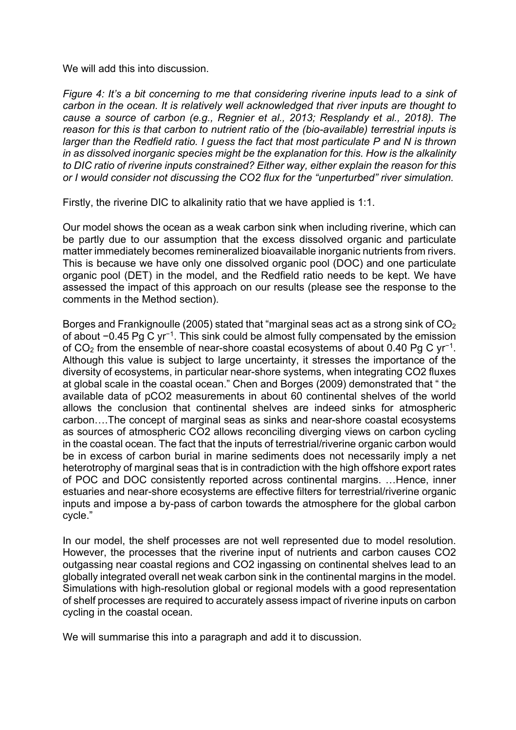We will add this into discussion.

*Figure 4: It's a bit concerning to me that considering riverine inputs lead to a sink of carbon in the ocean. It is relatively well acknowledged that river inputs are thought to cause a source of carbon (e.g., Regnier et al., 2013; Resplandy et al., 2018). The reason for this is that carbon to nutrient ratio of the (bio-available) terrestrial inputs is larger than the Redfield ratio. I guess the fact that most particulate P and N is thrown in as dissolved inorganic species might be the explanation for this. How is the alkalinity to DIC ratio of riverine inputs constrained? Either way, either explain the reason for this or I would consider not discussing the CO2 flux for the "unperturbed" river simulation.*

Firstly, the riverine DIC to alkalinity ratio that we have applied is 1:1.

Our model shows the ocean as a weak carbon sink when including riverine, which can be partly due to our assumption that the excess dissolved organic and particulate matter immediately becomes remineralized bioavailable inorganic nutrients from rivers. This is because we have only one dissolved organic pool (DOC) and one particulate organic pool (DET) in the model, and the Redfield ratio needs to be kept. We have assessed the impact of this approach on our results (please see the response to the comments in the Method section).

Borges and Frankignoulle (2005) stated that "marginal seas act as a strong sink of $CO_2$ of about $-0.45$ Pg C $yr^{-1}$. This sink could be almost fully compensated by the emission of $CO_2$ from the ensemble of near-shore coastal ecosystems of about 0.40 Pg C $yr^{-1}$. Although this value is subject to large uncertainty, it stresses the importance of the diversity of ecosystems, in particular near-shore systems, when integrating CO2 fluxes at global scale in the coastal ocean." Chen and Borges (2009) demonstrated that " the available data of pCO2 measurements in about 60 continental shelves of the world allows the conclusion that continental shelves are indeed sinks for atmospheric carbon….The concept of marginal seas as sinks and near-shore coastal ecosystems as sources of atmospheric CO2 allows reconciling diverging views on carbon cycling in the coastal ocean. The fact that the inputs of terrestrial/riverine organic carbon would be in excess of carbon burial in marine sediments does not necessarily imply a net heterotrophy of marginal seas that is in contradiction with the high offshore export rates of POC and DOC consistently reported across continental margins. …Hence, inner estuaries and near-shore ecosystems are effective filters for terrestrial/riverine organic inputs and impose a by-pass of carbon towards the atmosphere for the global carbon cycle."

In our model, the shelf processes are not well represented due to model resolution. However, the processes that the riverine input of nutrients and carbon causes CO2 outgassing near coastal regions and CO2 ingassing on continental shelves lead to an globally integrated overall net weak carbon sink in the continental margins in the model. Simulations with high-resolution global or regional models with a good representation of shelf processes are required to accurately assess impact of riverine inputs on carbon cycling in the coastal ocean.

We will summarise this into a paragraph and add it to discussion.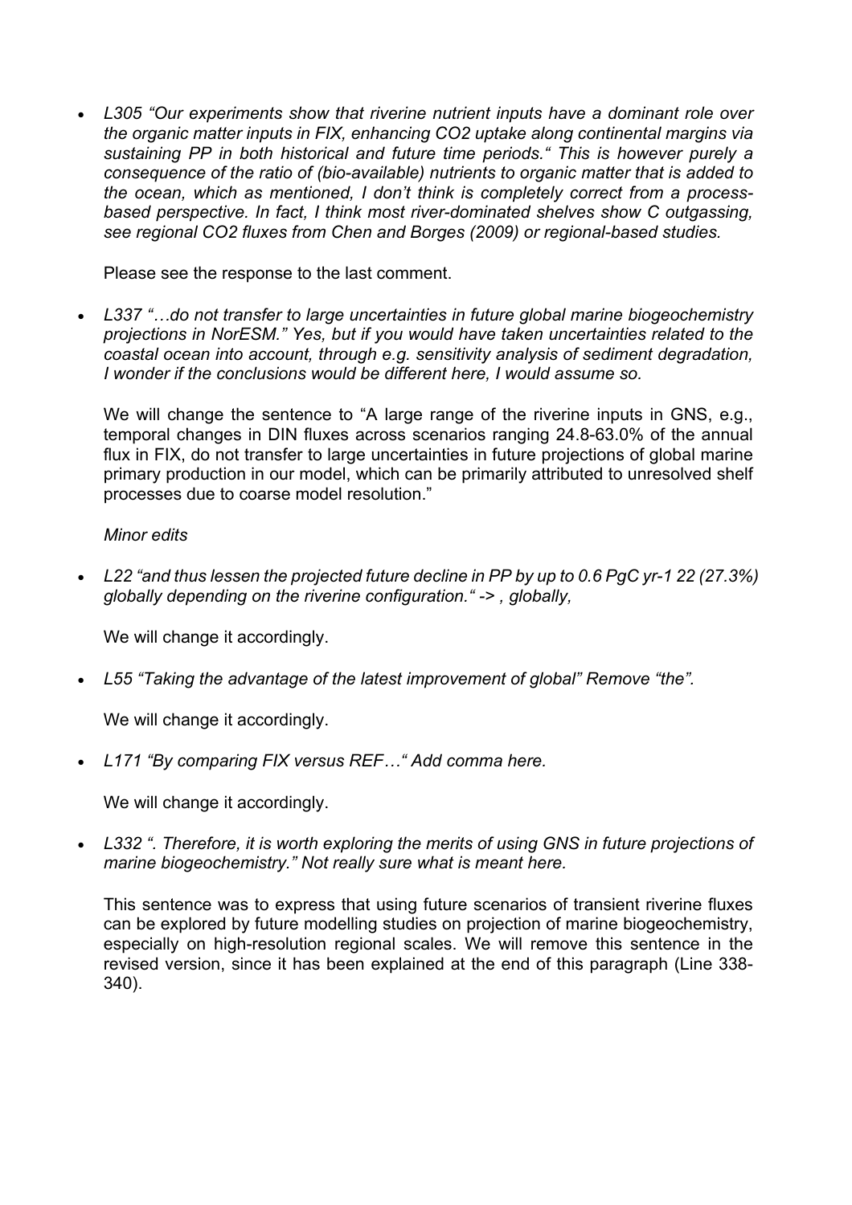- *L305 "Our experiments show that riverine nutrient inputs have a dominant role over the organic matter inputs in FIX, enhancing CO2 uptake along continental margins via sustaining PP in both historical and future time periods." This is however purely a consequence of the ratio of (bio-available) nutrients to organic matter that is added to the ocean, which as mentioned, I don't think is completely correct from a process-based perspective. In fact, I think most river-dominated shelves show C outgassing, see regional CO2 fluxes from Chen and Borges (2009) or regional-based studies.*

  Please see the response to the last comment.

- *L337 "…do not transfer to large uncertainties in future global marine biogeochemistry projections in NorESM." Yes, but if you would have taken uncertainties related to the coastal ocean into account, through e.g. sensitivity analysis of sediment degradation, I wonder if the conclusions would be different here, I would assume so.*

  We will change the sentence to "A large range of the riverine inputs in GNS, e.g., temporal changes in DIN fluxes across scenarios ranging 24.8-63.0% of the annual flux in FIX, do not transfer to large uncertainties in future projections of global marine primary production in our model, which can be primarily attributed to unresolved shelf processes due to coarse model resolution."

*Minor edits*

- *L22 "and thus lessen the projected future decline in PP by up to 0.6 PgC yr-1 22 (27.3%) globally depending on the riverine configuration." -> , globally,*

  We will change it accordingly.

- *L55 "Taking the advantage of the latest improvement of global" Remove "the".*

  We will change it accordingly.

- *L171 "By comparing FIX versus REF…" Add comma here.*

  We will change it accordingly.

- *L332 ". Therefore, it is worth exploring the merits of using GNS in future projections of marine biogeochemistry." Not really sure what is meant here.*

  This sentence was to express that using future scenarios of transient riverine fluxes can be explored by future modelling studies on projection of marine biogeochemistry, especially on high-resolution regional scales. We will remove this sentence in the revised version, since it has been explained at the end of this paragraph (Line 338-340).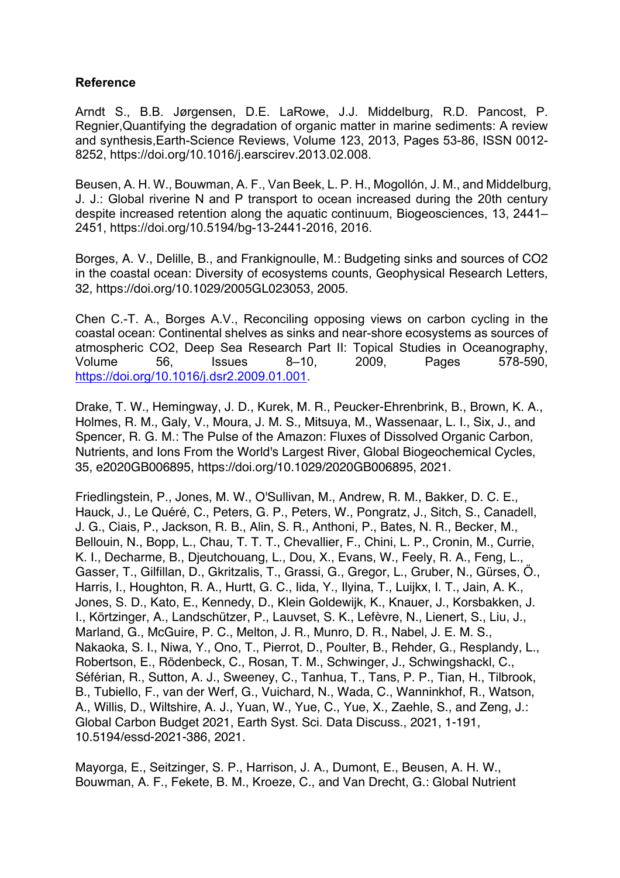**Reference**

Arndt S., B.B. Jørgensen, D.E. LaRowe, J.J. Middelburg, R.D. Pancost, P. Regnier,Quantifying the degradation of organic matter in marine sediments: A review and synthesis,Earth-Science Reviews, Volume 123, 2013, Pages 53-86, ISSN 0012-8252, https://doi.org/10.1016/j.earscirev.2013.02.008.

Beusen, A. H. W., Bouwman, A. F., Van Beek, L. P. H., Mogollón, J. M., and Middelburg, J. J.: Global riverine N and P transport to ocean increased during the 20th century despite increased retention along the aquatic continuum, Biogeosciences, 13, 2441–2451, https://doi.org/10.5194/bg-13-2441-2016, 2016.

Borges, A. V., Delille, B., and Frankignoulle, M.: Budgeting sinks and sources of CO2 in the coastal ocean: Diversity of ecosystems counts, Geophysical Research Letters, 32, https://doi.org/10.1029/2005GL023053, 2005.

Chen C.-T. A., Borges A.V., Reconciling opposing views on carbon cycling in the coastal ocean: Continental shelves as sinks and near-shore ecosystems as sources of atmospheric CO2, Deep Sea Research Part II: Topical Studies in Oceanography, Volume 56, Issues 8–10, 2009, Pages 578-590, https://doi.org/10.1016/j.dsr2.2009.01.001.

Drake, T. W., Hemingway, J. D., Kurek, M. R., Peucker-Ehrenbrink, B., Brown, K. A., Holmes, R. M., Galy, V., Moura, J. M. S., Mitsuya, M., Wassenaar, L. I., Six, J., and Spencer, R. G. M.: The Pulse of the Amazon: Fluxes of Dissolved Organic Carbon, Nutrients, and Ions From the World's Largest River, Global Biogeochemical Cycles, 35, e2020GB006895, https://doi.org/10.1029/2020GB006895, 2021.

Friedlingstein, P., Jones, M. W., O'Sullivan, M., Andrew, R. M., Bakker, D. C. E., Hauck, J., Le Quéré, C., Peters, G. P., Peters, W., Pongratz, J., Sitch, S., Canadell, J. G., Ciais, P., Jackson, R. B., Alin, S. R., Anthoni, P., Bates, N. R., Becker, M., Bellouin, N., Bopp, L., Chau, T. T. T., Chevallier, F., Chini, L. P., Cronin, M., Currie, K. I., Decharme, B., Djeutchouang, L., Dou, X., Evans, W., Feely, R. A., Feng, L., Gasser, T., Gilfillan, D., Gkritzalis, T., Grassi, G., Gregor, L., Gruber, N., Gürses, Ö., Harris, I., Houghton, R. A., Hurtt, G. C., Iida, Y., Ilyina, T., Luijkx, I. T., Jain, A. K., Jones, S. D., Kato, E., Kennedy, D., Klein Goldewijk, K., Knauer, J., Korsbakken, J. I., Körtzinger, A., Landschützer, P., Lauvset, S. K., Lefèvre, N., Lienert, S., Liu, J., Marland, G., McGuire, P. C., Melton, J. R., Munro, D. R., Nabel, J. E. M. S., Nakaoka, S. I., Niwa, Y., Ono, T., Pierrot, D., Poulter, B., Rehder, G., Resplandy, L., Robertson, E., Rödenbeck, C., Rosan, T. M., Schwinger, J., Schwingshackl, C., Séférian, R., Sutton, A. J., Sweeney, C., Tanhua, T., Tans, P. P., Tian, H., Tilbrook, B., Tubiello, F., van der Werf, G., Vuichard, N., Wada, C., Wanninkhof, R., Watson, A., Willis, D., Wiltshire, A. J., Yuan, W., Yue, C., Yue, X., Zaehle, S., and Zeng, J.: Global Carbon Budget 2021, Earth Syst. Sci. Data Discuss., 2021, 1-191, 10.5194/essd-2021-386, 2021.

Mayorga, E., Seitzinger, S. P., Harrison, J. A., Dumont, E., Beusen, A. H. W., Bouwman, A. F., Fekete, B. M., Kroeze, C., and Van Drecht, G.: Global Nutrient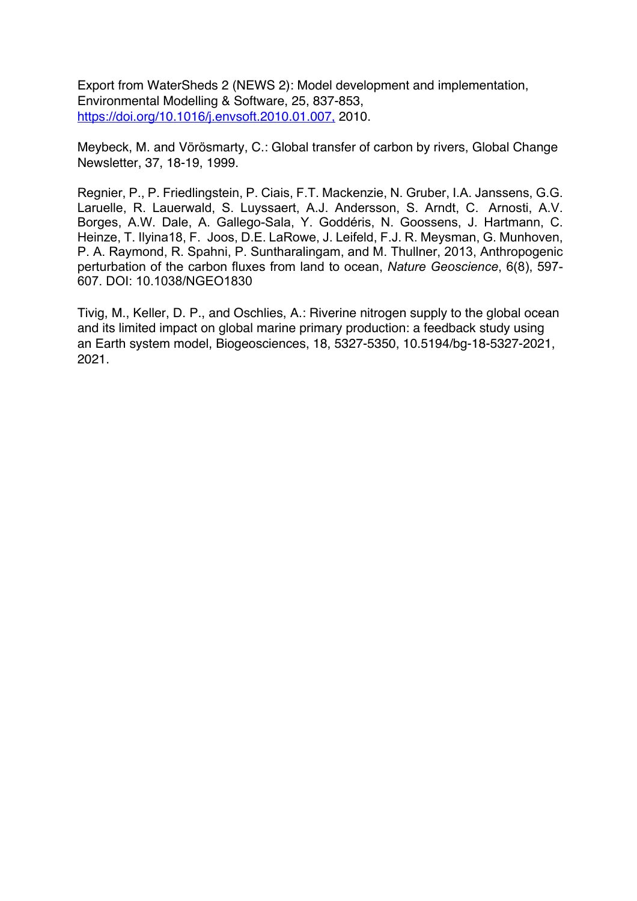Export from WaterSheds 2 (NEWS 2): Model development and implementation, Environmental Modelling & Software, 25, 837-853, https://doi.org/10.1016/j.envsoft.2010.01.007, 2010.

Meybeck, M. and Vörösmarty, C.: Global transfer of carbon by rivers, Global Change Newsletter, 37, 18-19, 1999.

Regnier, P., P. Friedlingstein, P. Ciais, F.T. Mackenzie, N. Gruber, I.A. Janssens, G.G. Laruelle, R. Lauerwald, S. Luyssaert, A.J. Andersson, S. Arndt, C. Arnosti, A.V. Borges, A.W. Dale, A. Gallego-Sala, Y. Goddéris, N. Goossens, J. Hartmann, C. Heinze, T. Ilyina18, F. Joos, D.E. LaRowe, J. Leifeld, F.J. R. Meysman, G. Munhoven, P. A. Raymond, R. Spahni, P. Suntharalingam, and M. Thullner, 2013, Anthropogenic perturbation of the carbon fluxes from land to ocean, *Nature Geoscience*, 6(8), 597-607. DOI: 10.1038/NGEO1830

Tivig, M., Keller, D. P., and Oschlies, A.: Riverine nitrogen supply to the global ocean and its limited impact on global marine primary production: a feedback study using an Earth system model, Biogeosciences, 18, 5327-5350, 10.5194/bg-18-5327-2021, 2021.